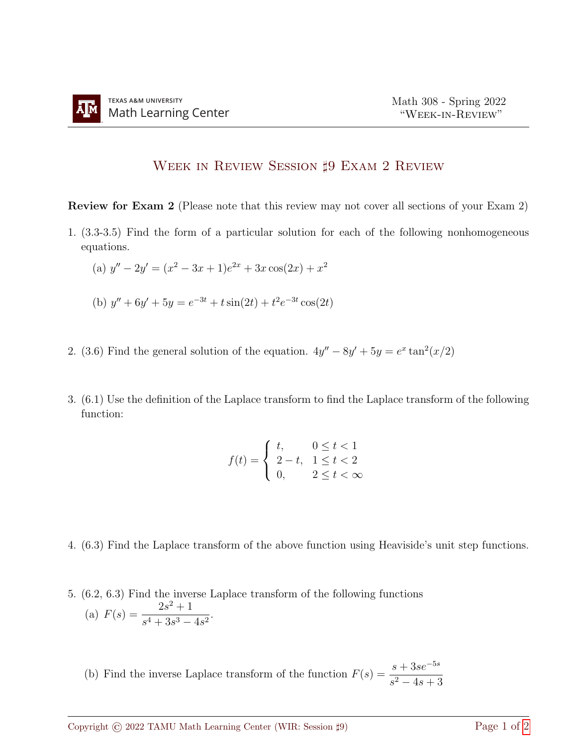# Week in Review Session ♯9 Exam 2 Review

**Review for Exam 2** (Please note that this review may not cover all sections of your Exam 2)

1. (3.3-3.5) Find the form of a particular solution for each of the following nonhomogeneous equations.

   (a) $y'' - 2y' = (x^2 - 3x + 1)e^{2x} + 3x\cos(2x) + x^2$

   (b) $y'' + 6y' + 5y = e^{-3t} + t\sin(2t) + t^2 e^{-3t}\cos(2t)$

2. (3.6) Find the general solution of the equation. $4y'' - 8y' + 5y = e^x \tan^2(x/2)$

3. (6.1) Use the definition of the Laplace transform to find the Laplace transform of the following function:

$$f(t) = \begin{cases} t, & 0 \le t < 1 \\ 2 - t, & 1 \le t < 2 \\ 0, & 2 \le t < \infty \end{cases}$$

4. (6.3) Find the Laplace transform of the above function using Heaviside's unit step functions.

5. (6.2, 6.3) Find the inverse Laplace transform of the following functions

   (a) $F(s) = \dfrac{2s^2 + 1}{s^4 + 3s^3 - 4s^2}$.

   (b) Find the inverse Laplace transform of the function $F(s) = \dfrac{s + 3se^{-5s}}{s^2 - 4s + 3}$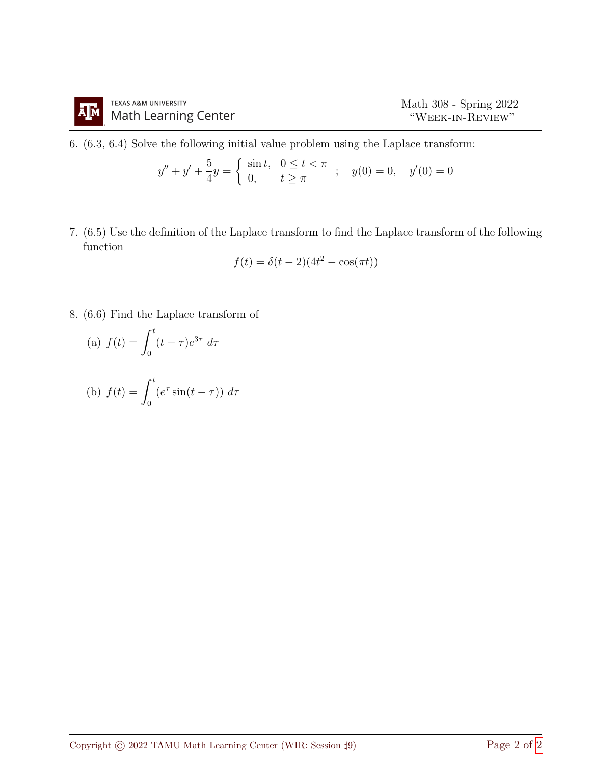6. (6.3, 6.4) Solve the following initial value problem using the Laplace transform:

$$y'' + y' + \frac{5}{4}y = \left\{ \begin{array}{ll} \sin t, & 0 \leq t < \pi \\ 0, & t \geq \pi \end{array} \right. \quad ; \quad y(0) = 0, \quad y'(0) = 0$$

7. (6.5) Use the definition of the Laplace transform to find the Laplace transform of the following function

$$f(t) = \delta(t-2)(4t^2 - \cos(\pi t))$$

8. (6.6) Find the Laplace transform of

   (a) $f(t) = \displaystyle\int_0^t (t-\tau)e^{3\tau}\, d\tau$

   (b) $f(t) = \displaystyle\int_0^t \left(e^{\tau}\sin(t-\tau)\right)\, d\tau$